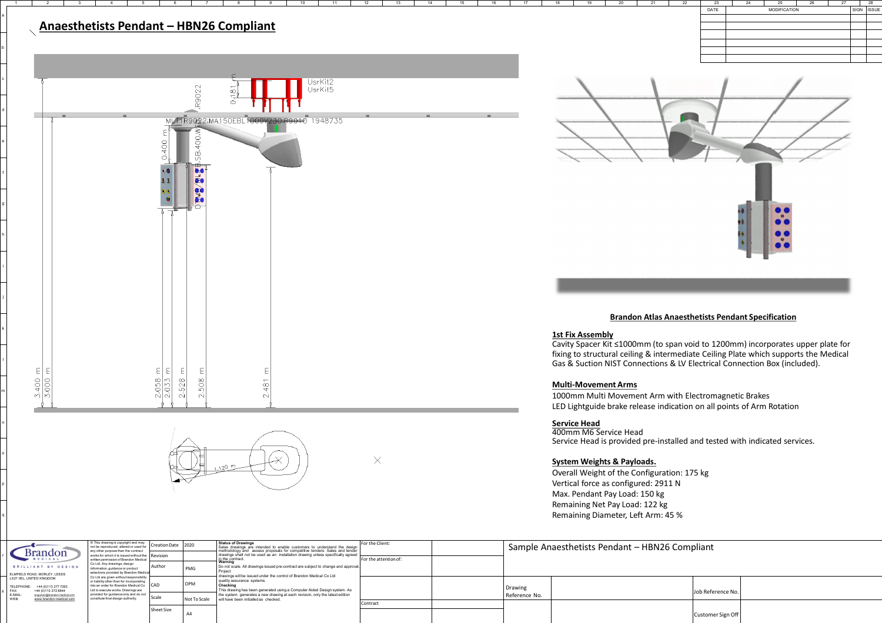# Anaesthetists Pendant – HBN26 Compliant

| DATE | MODIFICATION | SIGN | ISSUE |
|---|---|---|---|
| | | | |
| | | | |
| | | | |
| | | | |
| | | | |
| | | | |

UsrKit2
UsrKit5

0.181 m

R9022

MLT1R9022:MA150EBL1000V230,R9010 1948735

0.400 m

SB.400,W

3.400 m

3.000 m

2.058 m

2.033 m

2.528 m

2.508 m

2.481 m

1.120 m

## Brandon Atlas Anaesthetists Pendant Specification

### 1st Fix Assembly

Cavity Spacer Kit ≤1000mm (to span void to 1200mm) incorporates upper plate for fixing to structural ceiling & intermediate Ceiling Plate which supports the Medical Gas & Suction NIST Connections & LV Electrical Connection Box (included).

### Multi-Movement Arms

1000mm Multi Movement Arm with Electromagnetic Brakes

LED Lightguide brake release indication on all points of Arm Rotation

### Service Head

400mm M6 Service Head

Service Head is provided pre-installed and tested with indicated services.

### System Weights & Payloads.

Overall Weight of the Configuration: 175 kg

Vertical force as configured: 2911 N

Max. Pendant Pay Load: 150 kg

Remaining Net Pay Load: 122 kg

Remaining Diameter, Left Arm: 45 %

---

Brandon MEDICAL

BRILLIANT BY DESIGN

ELMFIELD ROAD, MORLEY, LEEDS
LS27 0EL, UNITED KINGDOM

TELEPHONE: +44 (0)113 277 7393
FAX: +44 (0)113 272 8844
E-MAIL: enquiries@brandon-medical.com
WEB: www.brandon-medical.com

© This drawing is copyright and may not be reproduced, altered or used for any other purpose than the contract works for which it is issued without the written permission of Brandon Medical Co Ltd. Any drawings, design information, guidance or product selections provided by Brandon Medical Co Ltd are given without responsibility or liability other than for incorporating into an order for Brandon Medical Co Ltd to execute works. Drawings are provided for guidance only and do not constitute final design authority.

| | |
|---|---|
| Creation Date | 2020 |
| Revision | |
| Author | PMG |
| CAD | OPM |
| Scale | Not To Scale |
| Sheet Size | A4 |

**Status of Drawings**
Sales drawings are intended to enable customers to understand the design methodology and assess proposals for competitive tenders. Sales and tender drawings shall not be used as an installation drawing unless specifically agreed in the contract.
**Warning**
Do not scale. All drawings issued pre-contract are subject to change and approval. Project drawings will be issued under the control of Brandon Medical Co Ltd quality assurance systems.
**Checking**
This drawing has been generated using a Computer Aided Design system. As the system generates a new drawing at each revision, only the latest edition will have been initialled as checked.

For the Client:

For the attention of:

Contract

Sample Anaesthetists Pendant – HBN26 Compliant

Drawing Reference No.

Job Reference No.

Customer Sign Off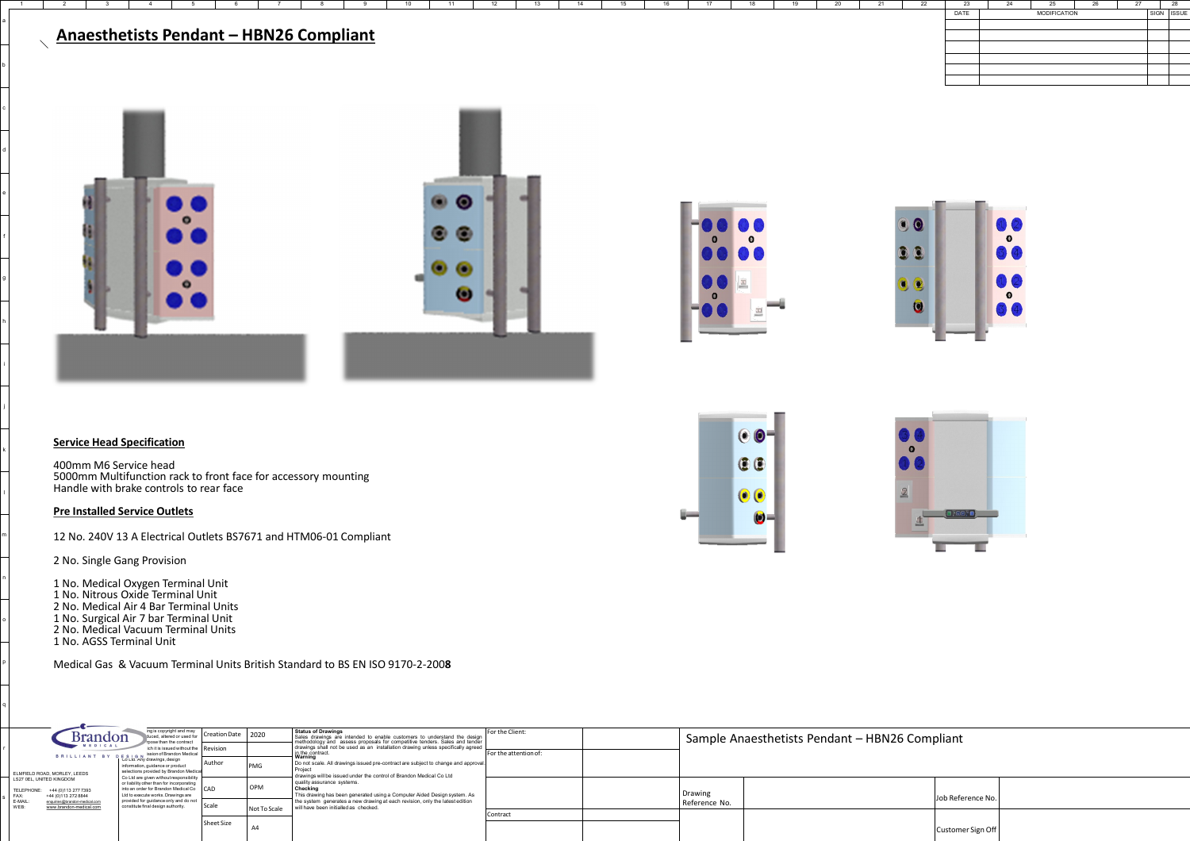# Anaesthetists Pendant – HBN26 Compliant

| DATE | MODIFICATION | SIGN | ISSUE |
|---|---|---|---|
| | | | |
| | | | |
| | | | |
| | | | |
| | | | |
| | | | |

## Service Head Specification

400mm M6 Service head
5000mm Multifunction rack to front face for accessory mounting
Handle with brake controls to rear face

## Pre Installed Service Outlets

12 No. 240V 13 A Electrical Outlets BS7671 and HTM06-01 Compliant

2 No. Single Gang Provision

1 No. Medical Oxygen Terminal Unit
1 No. Nitrous Oxide Terminal Unit
2 No. Medical Air 4 Bar Terminal Units
1 No. Surgical Air 7 bar Terminal Unit
2 No. Medical Vacuum Terminal Units
1 No. AGSS Terminal Unit

Medical Gas & Vacuum Terminal Units British Standard to BS EN ISO 9170-2-2008

---

Brandon MEDICAL
BRILLIANT BY DESIGN

ELMFIELD ROAD, MORLEY, LEEDS
LS27 0EL, UNITED KINGDOM

TELEPHONE: +44 (0)113 277 7393
FAX: +44 (0)113 272 8844
E-MAIL: enquiries@brandon-medical.com
WEB: www.brandon-medical.com

...ing is copyright and may ...duced, altered or used for ...rpose than the contract ...ich it is issued without the ...ission of Brandon Medical Co Ltd. Any drawings, design information, guidance or product selections provided by Brandon Medical Co Ltd are given without responsibility or liability other than for incorporating into an order for Brandon Medical Co Ltd to execute works. Drawings are provided for guidance only and do not constitute final design authority.

| | |
|---|---|
| Creation Date | 2020 |
| Revision | |
| Author | PMG |
| CAD | OPM |
| Scale | Not To Scale |
| Sheet Size | A4 |

**Status of Drawings**
Sales drawings are intended to enable customers to understand the design methodology and assess proposals for competitive tenders. Sales and tender drawings shall not be used as an installation drawing unless specifically agreed in the contract.
**Warning**
Do not scale. All drawings issued pre-contract are subject to change and approval.
Project
drawings will be issued under the control of Brandon Medical Co Ltd quality assurance systems.
**Checking**
This drawing has been generated using a Computer Aided Design system. As the system generates a new drawing at each revision, only the latest edition will have been initialled as checked.

For the Client:

For the attention of:

Contract

Sample Anaesthetists Pendant – HBN26 Compliant

Drawing Reference No.

Job Reference No.

Customer Sign Off